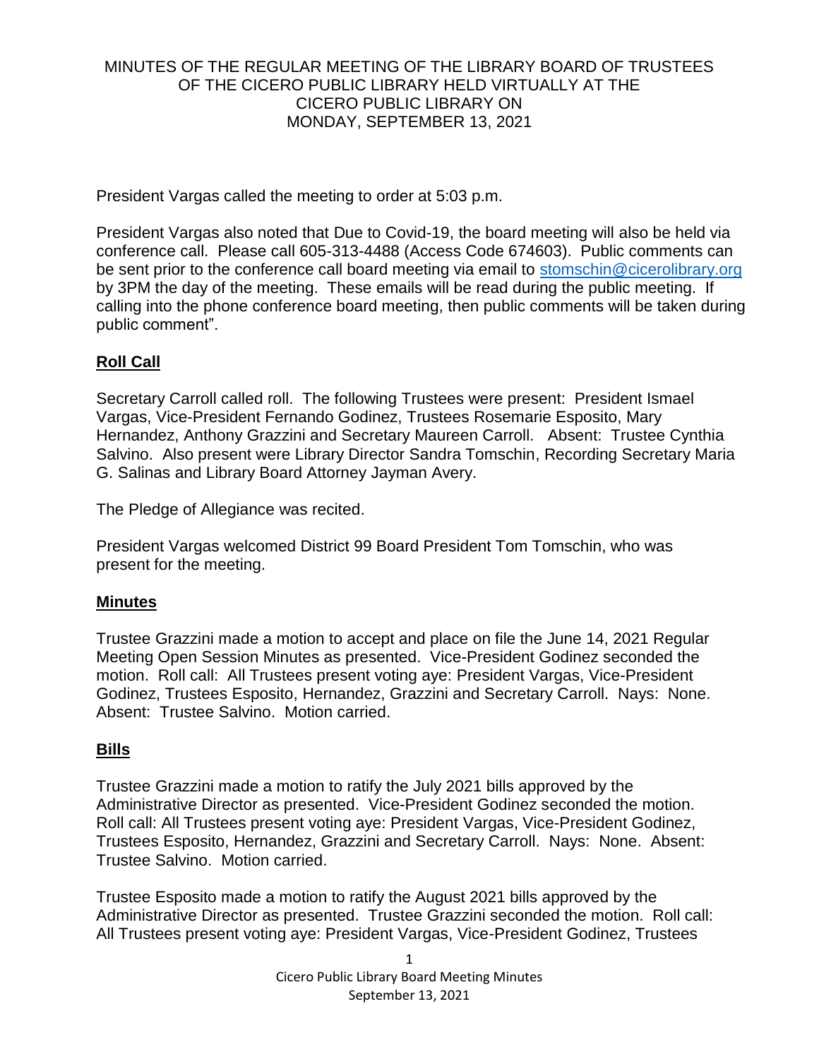MINUTES OF THE REGULAR MEETING OF THE LIBRARY BOARD OF TRUSTEES OF THE CICERO PUBLIC LIBRARY HELD VIRTUALLY AT THE CICERO PUBLIC LIBRARY ON MONDAY, SEPTEMBER 13, 2021

President Vargas called the meeting to order at 5:03 p.m.

President Vargas also noted that Due to Covid-19, the board meeting will also be held via conference call. Please call 605-313-4488 (Access Code 674603). Public comments can be sent prior to the conference call board meeting via email to stomschin@cicerolibrary.org by 3PM the day of the meeting. These emails will be read during the public meeting. If calling into the phone conference board meeting, then public comments will be taken during public comment".

## Roll Call

Secretary Carroll called roll. The following Trustees were present: President Ismael Vargas, Vice-President Fernando Godinez, Trustees Rosemarie Esposito, Mary Hernandez, Anthony Grazzini and Secretary Maureen Carroll. Absent: Trustee Cynthia Salvino. Also present were Library Director Sandra Tomschin, Recording Secretary Maria G. Salinas and Library Board Attorney Jayman Avery.

The Pledge of Allegiance was recited.

President Vargas welcomed District 99 Board President Tom Tomschin, who was present for the meeting.

## Minutes

Trustee Grazzini made a motion to accept and place on file the June 14, 2021 Regular Meeting Open Session Minutes as presented. Vice-President Godinez seconded the motion. Roll call: All Trustees present voting aye: President Vargas, Vice-President Godinez, Trustees Esposito, Hernandez, Grazzini and Secretary Carroll. Nays: None. Absent: Trustee Salvino. Motion carried.

## Bills

Trustee Grazzini made a motion to ratify the July 2021 bills approved by the Administrative Director as presented. Vice-President Godinez seconded the motion. Roll call: All Trustees present voting aye: President Vargas, Vice-President Godinez, Trustees Esposito, Hernandez, Grazzini and Secretary Carroll. Nays: None. Absent: Trustee Salvino. Motion carried.

Trustee Esposito made a motion to ratify the August 2021 bills approved by the Administrative Director as presented. Trustee Grazzini seconded the motion. Roll call: All Trustees present voting aye: President Vargas, Vice-President Godinez, Trustees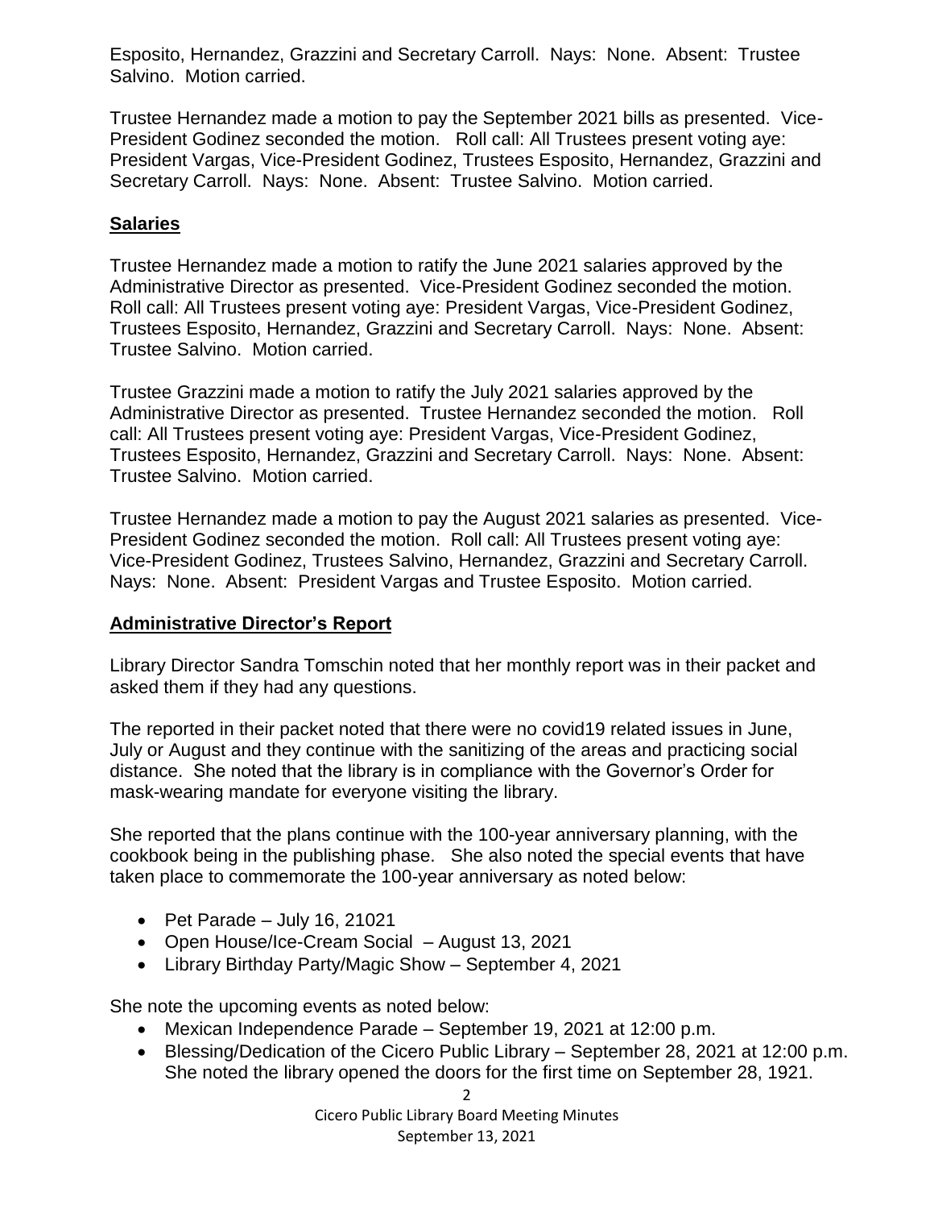Esposito, Hernandez, Grazzini and Secretary Carroll. Nays: None. Absent: Trustee Salvino. Motion carried.

Trustee Hernandez made a motion to pay the September 2021 bills as presented. Vice-President Godinez seconded the motion. Roll call: All Trustees present voting aye: President Vargas, Vice-President Godinez, Trustees Esposito, Hernandez, Grazzini and Secretary Carroll. Nays: None. Absent: Trustee Salvino. Motion carried.

## **Salaries**

Trustee Hernandez made a motion to ratify the June 2021 salaries approved by the Administrative Director as presented. Vice-President Godinez seconded the motion. Roll call: All Trustees present voting aye: President Vargas, Vice-President Godinez, Trustees Esposito, Hernandez, Grazzini and Secretary Carroll. Nays: None. Absent: Trustee Salvino. Motion carried.

Trustee Grazzini made a motion to ratify the July 2021 salaries approved by the Administrative Director as presented. Trustee Hernandez seconded the motion. Roll call: All Trustees present voting aye: President Vargas, Vice-President Godinez, Trustees Esposito, Hernandez, Grazzini and Secretary Carroll. Nays: None. Absent: Trustee Salvino. Motion carried.

Trustee Hernandez made a motion to pay the August 2021 salaries as presented. Vice-President Godinez seconded the motion. Roll call: All Trustees present voting aye: Vice-President Godinez, Trustees Salvino, Hernandez, Grazzini and Secretary Carroll. Nays: None. Absent: President Vargas and Trustee Esposito. Motion carried.

## **Administrative Director's Report**

Library Director Sandra Tomschin noted that her monthly report was in their packet and asked them if they had any questions.

The reported in their packet noted that there were no covid19 related issues in June, July or August and they continue with the sanitizing of the areas and practicing social distance. She noted that the library is in compliance with the Governor's Order for mask-wearing mandate for everyone visiting the library.

She reported that the plans continue with the 100-year anniversary planning, with the cookbook being in the publishing phase. She also noted the special events that have taken place to commemorate the 100-year anniversary as noted below:

- Pet Parade – July 16, 21021
- Open House/Ice-Cream Social – August 13, 2021
- Library Birthday Party/Magic Show – September 4, 2021

She note the upcoming events as noted below:

- Mexican Independence Parade – September 19, 2021 at 12:00 p.m.
- Blessing/Dedication of the Cicero Public Library – September 28, 2021 at 12:00 p.m. She noted the library opened the doors for the first time on September 28, 1921.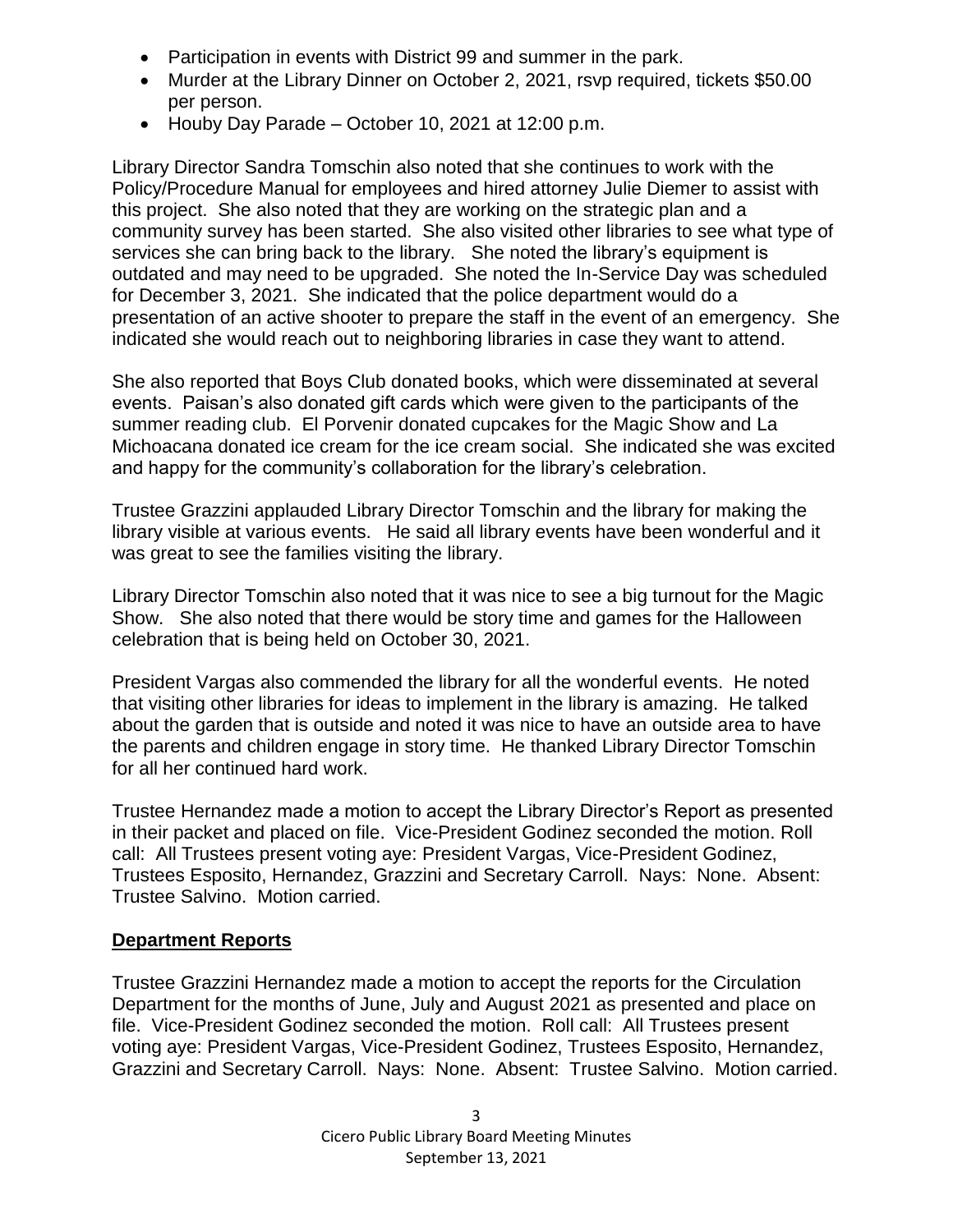- Participation in events with District 99 and summer in the park.
- Murder at the Library Dinner on October 2, 2021, rsvp required, tickets $50.00 per person.
- Houby Day Parade – October 10, 2021 at 12:00 p.m.

Library Director Sandra Tomschin also noted that she continues to work with the Policy/Procedure Manual for employees and hired attorney Julie Diemer to assist with this project. She also noted that they are working on the strategic plan and a community survey has been started. She also visited other libraries to see what type of services she can bring back to the library. She noted the library's equipment is outdated and may need to be upgraded. She noted the In-Service Day was scheduled for December 3, 2021. She indicated that the police department would do a presentation of an active shooter to prepare the staff in the event of an emergency. She indicated she would reach out to neighboring libraries in case they want to attend.

She also reported that Boys Club donated books, which were disseminated at several events. Paisan's also donated gift cards which were given to the participants of the summer reading club. El Porvenir donated cupcakes for the Magic Show and La Michoacana donated ice cream for the ice cream social. She indicated she was excited and happy for the community's collaboration for the library's celebration.

Trustee Grazzini applauded Library Director Tomschin and the library for making the library visible at various events. He said all library events have been wonderful and it was great to see the families visiting the library.

Library Director Tomschin also noted that it was nice to see a big turnout for the Magic Show. She also noted that there would be story time and games for the Halloween celebration that is being held on October 30, 2021.

President Vargas also commended the library for all the wonderful events. He noted that visiting other libraries for ideas to implement in the library is amazing. He talked about the garden that is outside and noted it was nice to have an outside area to have the parents and children engage in story time. He thanked Library Director Tomschin for all her continued hard work.

Trustee Hernandez made a motion to accept the Library Director's Report as presented in their packet and placed on file. Vice-President Godinez seconded the motion. Roll call: All Trustees present voting aye: President Vargas, Vice-President Godinez, Trustees Esposito, Hernandez, Grazzini and Secretary Carroll. Nays: None. Absent: Trustee Salvino. Motion carried.

**Department Reports**

Trustee Grazzini Hernandez made a motion to accept the reports for the Circulation Department for the months of June, July and August 2021 as presented and place on file. Vice-President Godinez seconded the motion. Roll call: All Trustees present voting aye: President Vargas, Vice-President Godinez, Trustees Esposito, Hernandez, Grazzini and Secretary Carroll. Nays: None. Absent: Trustee Salvino. Motion carried.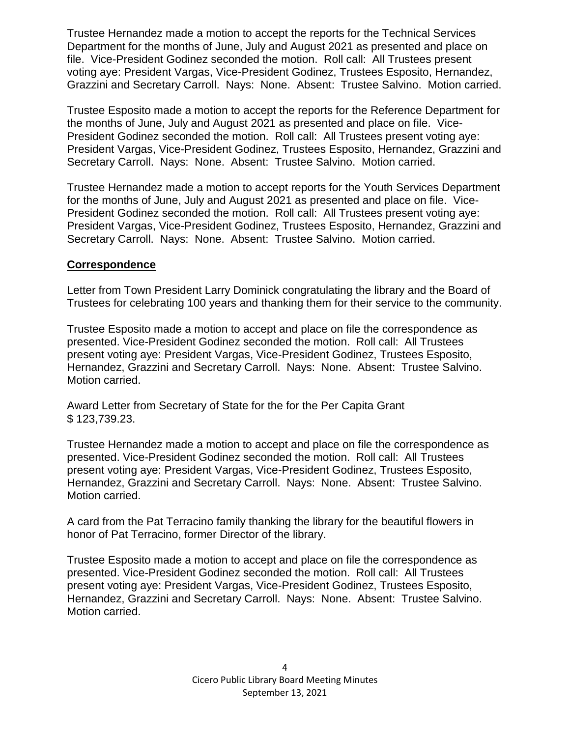Trustee Hernandez made a motion to accept the reports for the Technical Services Department for the months of June, July and August 2021 as presented and place on file. Vice-President Godinez seconded the motion. Roll call: All Trustees present voting aye: President Vargas, Vice-President Godinez, Trustees Esposito, Hernandez, Grazzini and Secretary Carroll. Nays: None. Absent: Trustee Salvino. Motion carried.

Trustee Esposito made a motion to accept the reports for the Reference Department for the months of June, July and August 2021 as presented and place on file. Vice-President Godinez seconded the motion. Roll call: All Trustees present voting aye: President Vargas, Vice-President Godinez, Trustees Esposito, Hernandez, Grazzini and Secretary Carroll. Nays: None. Absent: Trustee Salvino. Motion carried.

Trustee Hernandez made a motion to accept reports for the Youth Services Department for the months of June, July and August 2021 as presented and place on file. Vice-President Godinez seconded the motion. Roll call: All Trustees present voting aye: President Vargas, Vice-President Godinez, Trustees Esposito, Hernandez, Grazzini and Secretary Carroll. Nays: None. Absent: Trustee Salvino. Motion carried.

## **Correspondence**

Letter from Town President Larry Dominick congratulating the library and the Board of Trustees for celebrating 100 years and thanking them for their service to the community.

Trustee Esposito made a motion to accept and place on file the correspondence as presented. Vice-President Godinez seconded the motion. Roll call: All Trustees present voting aye: President Vargas, Vice-President Godinez, Trustees Esposito, Hernandez, Grazzini and Secretary Carroll. Nays: None. Absent: Trustee Salvino. Motion carried.

Award Letter from Secretary of State for the for the Per Capita Grant $ 123,739.23.

Trustee Hernandez made a motion to accept and place on file the correspondence as presented. Vice-President Godinez seconded the motion. Roll call: All Trustees present voting aye: President Vargas, Vice-President Godinez, Trustees Esposito, Hernandez, Grazzini and Secretary Carroll. Nays: None. Absent: Trustee Salvino. Motion carried.

A card from the Pat Terracino family thanking the library for the beautiful flowers in honor of Pat Terracino, former Director of the library.

Trustee Esposito made a motion to accept and place on file the correspondence as presented. Vice-President Godinez seconded the motion. Roll call: All Trustees present voting aye: President Vargas, Vice-President Godinez, Trustees Esposito, Hernandez, Grazzini and Secretary Carroll. Nays: None. Absent: Trustee Salvino. Motion carried.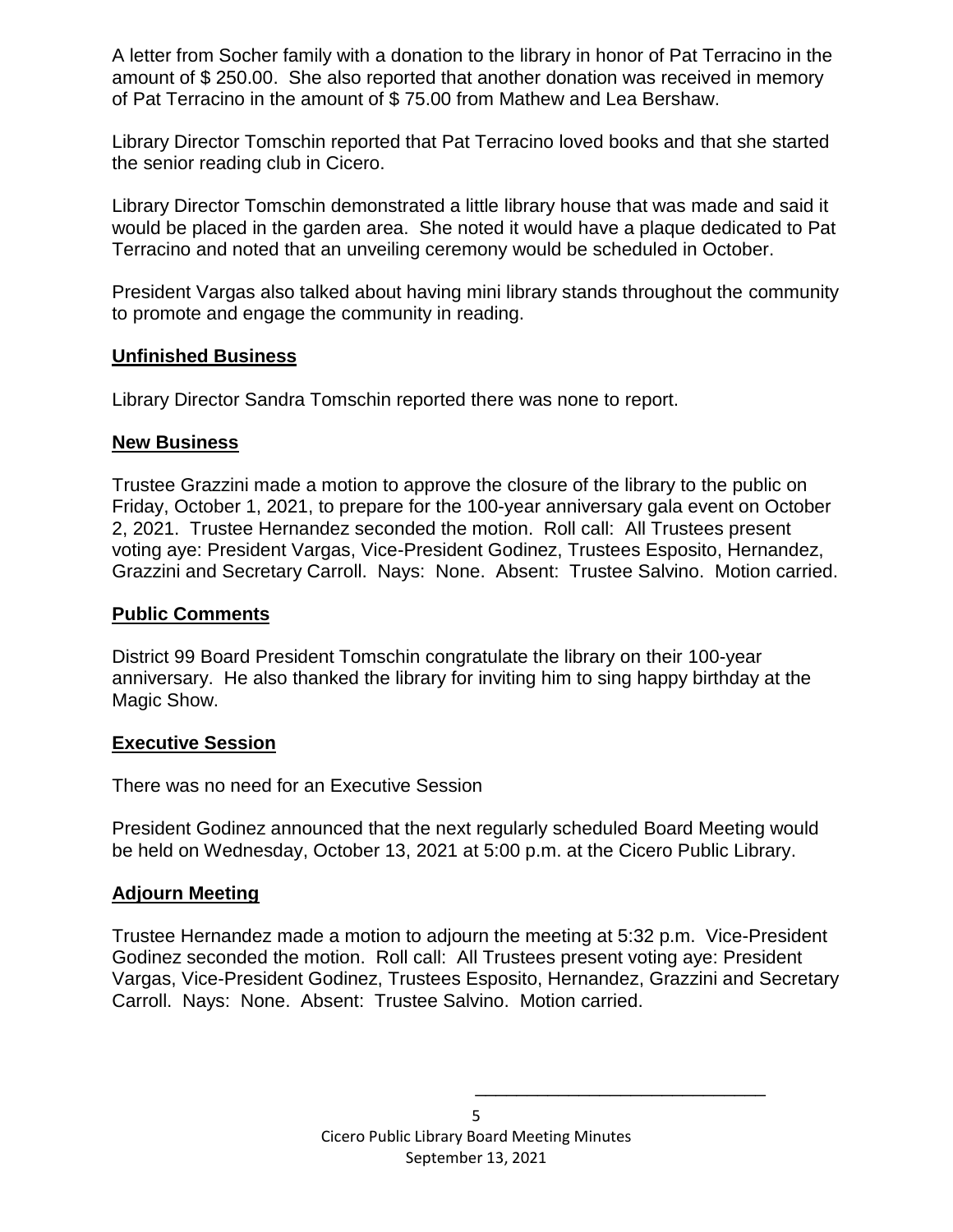A letter from Socher family with a donation to the library in honor of Pat Terracino in the amount of $ 250.00. She also reported that another donation was received in memory of Pat Terracino in the amount of $ 75.00 from Mathew and Lea Bershaw.

Library Director Tomschin reported that Pat Terracino loved books and that she started the senior reading club in Cicero.

Library Director Tomschin demonstrated a little library house that was made and said it would be placed in the garden area. She noted it would have a plaque dedicated to Pat Terracino and noted that an unveiling ceremony would be scheduled in October.

President Vargas also talked about having mini library stands throughout the community to promote and engage the community in reading.

**Unfinished Business**

Library Director Sandra Tomschin reported there was none to report.

**New Business**

Trustee Grazzini made a motion to approve the closure of the library to the public on Friday, October 1, 2021, to prepare for the 100-year anniversary gala event on October 2, 2021. Trustee Hernandez seconded the motion. Roll call: All Trustees present voting aye: President Vargas, Vice-President Godinez, Trustees Esposito, Hernandez, Grazzini and Secretary Carroll. Nays: None. Absent: Trustee Salvino. Motion carried.

**Public Comments**

District 99 Board President Tomschin congratulate the library on their 100-year anniversary. He also thanked the library for inviting him to sing happy birthday at the Magic Show.

**Executive Session**

There was no need for an Executive Session

President Godinez announced that the next regularly scheduled Board Meeting would be held on Wednesday, October 13, 2021 at 5:00 p.m. at the Cicero Public Library.

**Adjourn Meeting**

Trustee Hernandez made a motion to adjourn the meeting at 5:32 p.m. Vice-President Godinez seconded the motion. Roll call: All Trustees present voting aye: President Vargas, Vice-President Godinez, Trustees Esposito, Hernandez, Grazzini and Secretary Carroll. Nays: None. Absent: Trustee Salvino. Motion carried.

\_\_\_\_\_\_\_\_\_\_\_\_\_\_\_\_\_\_\_\_\_\_\_\_\_\_\_\_\_\_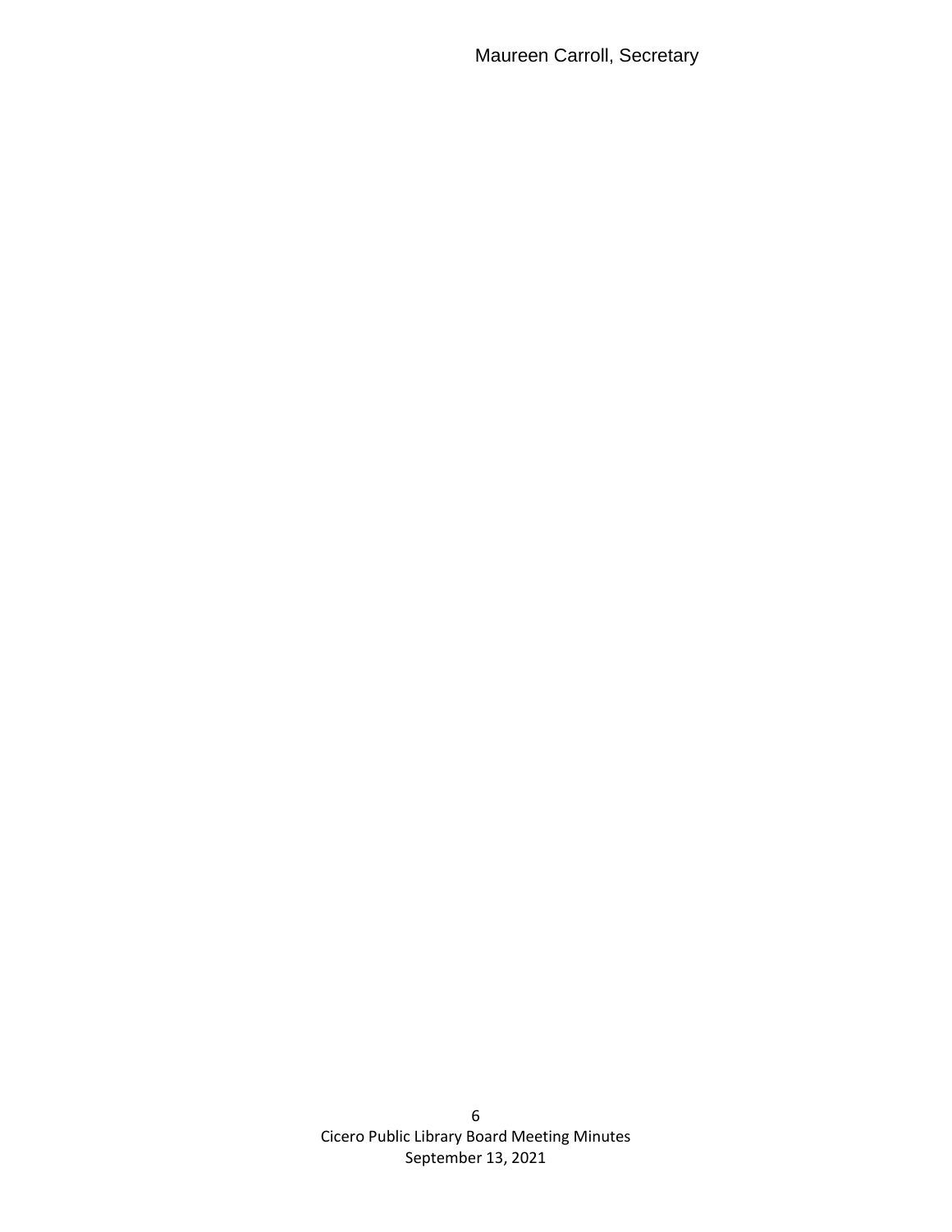Maureen Carroll, Secretary